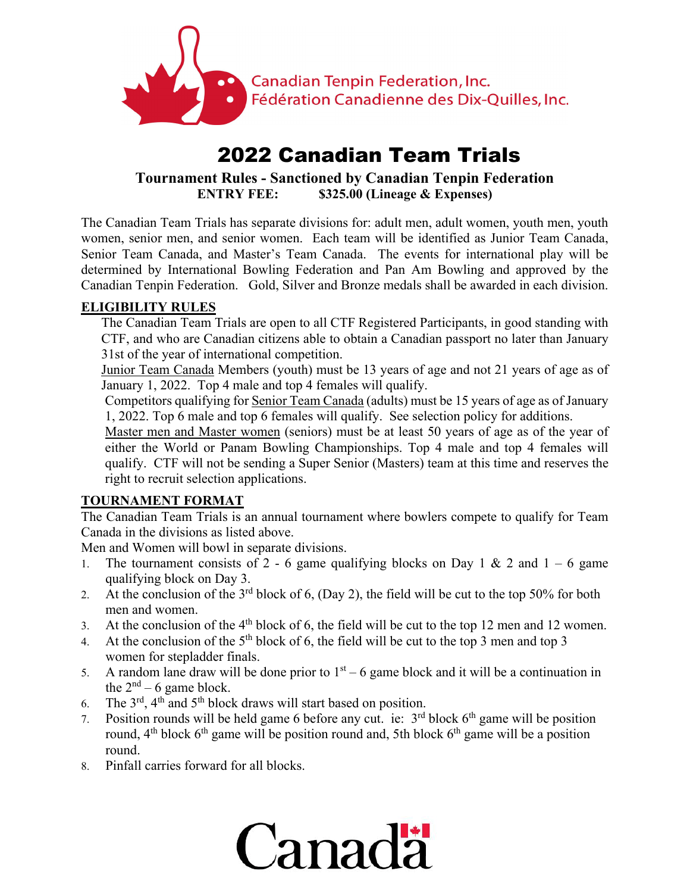Canadian Tenpin Federation, Inc.
Fédération Canadienne des Dix-Quilles, Inc.

# 2022 Canadian Team Trials

**Tournament Rules - Sanctioned by Canadian Tenpin Federation**
**ENTRY FEE: $325.00 (Lineage & Expenses)**

The Canadian Team Trials has separate divisions for: adult men, adult women, youth men, youth women, senior men, and senior women. Each team will be identified as Junior Team Canada, Senior Team Canada, and Master's Team Canada. The events for international play will be determined by International Bowling Federation and Pan Am Bowling and approved by the Canadian Tenpin Federation. Gold, Silver and Bronze medals shall be awarded in each division.

## ELIGIBILITY RULES

The Canadian Team Trials are open to all CTF Registered Participants, in good standing with CTF, and who are Canadian citizens able to obtain a Canadian passport no later than January 31st of the year of international competition.

Junior Team Canada Members (youth) must be 13 years of age and not 21 years of age as of January 1, 2022. Top 4 male and top 4 females will qualify.

Competitors qualifying for Senior Team Canada (adults) must be 15 years of age as of January 1, 2022. Top 6 male and top 6 females will qualify. See selection policy for additions.

Master men and Master women (seniors) must be at least 50 years of age as of the year of either the World or Panam Bowling Championships. Top 4 male and top 4 females will qualify. CTF will not be sending a Super Senior (Masters) team at this time and reserves the right to recruit selection applications.

## TOURNAMENT FORMAT

The Canadian Team Trials is an annual tournament where bowlers compete to qualify for Team Canada in the divisions as listed above.

Men and Women will bowl in separate divisions.

1. The tournament consists of 2 - 6 game qualifying blocks on Day 1 & 2 and 1 – 6 game qualifying block on Day 3.
2. At the conclusion of the 3rd block of 6, (Day 2), the field will be cut to the top 50% for both men and women.
3. At the conclusion of the 4th block of 6, the field will be cut to the top 12 men and 12 women.
4. At the conclusion of the 5th block of 6, the field will be cut to the top 3 men and top 3 women for stepladder finals.
5. A random lane draw will be done prior to 1st – 6 game block and it will be a continuation in the 2nd – 6 game block.
6. The 3rd, 4th and 5th block draws will start based on position.
7. Position rounds will be held game 6 before any cut. ie: 3rd block 6th game will be position round, 4th block 6th game will be position round and, 5th block 6th game will be a position round.
8. Pinfall carries forward for all blocks.

Canada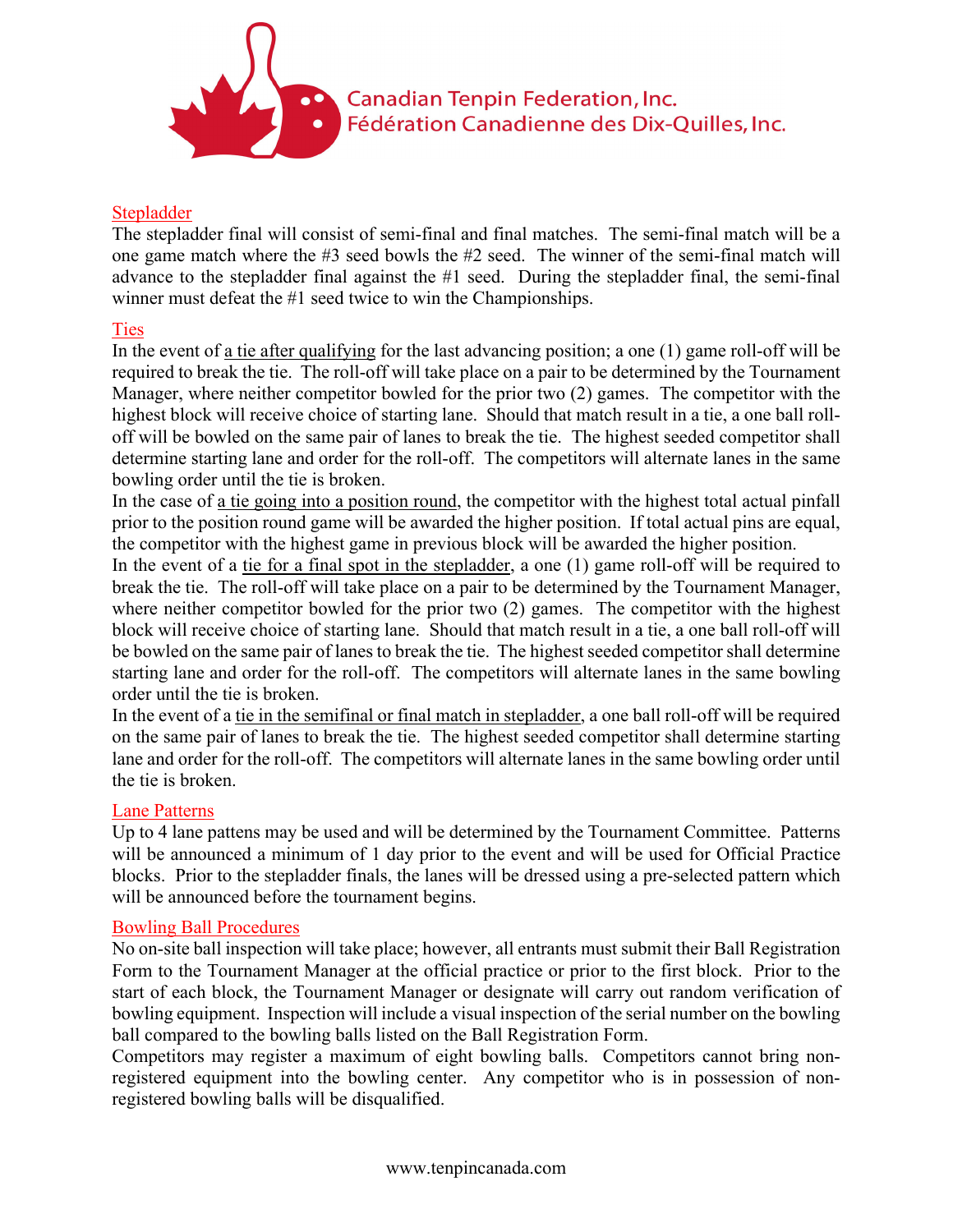## Stepladder

The stepladder final will consist of semi-final and final matches. The semi-final match will be a one game match where the #3 seed bowls the #2 seed. The winner of the semi-final match will advance to the stepladder final against the #1 seed. During the stepladder final, the semi-final winner must defeat the #1 seed twice to win the Championships.

## Ties

In the event of <u>a tie after qualifying</u> for the last advancing position; a one (1) game roll-off will be required to break the tie. The roll-off will take place on a pair to be determined by the Tournament Manager, where neither competitor bowled for the prior two (2) games. The competitor with the highest block will receive choice of starting lane. Should that match result in a tie, a one ball roll-off will be bowled on the same pair of lanes to break the tie. The highest seeded competitor shall determine starting lane and order for the roll-off. The competitors will alternate lanes in the same bowling order until the tie is broken.

In the case of <u>a tie going into a position round</u>, the competitor with the highest total actual pinfall prior to the position round game will be awarded the higher position. If total actual pins are equal, the competitor with the highest game in previous block will be awarded the higher position.

In the event of a <u>tie for a final spot in the stepladder</u>, a one (1) game roll-off will be required to break the tie. The roll-off will take place on a pair to be determined by the Tournament Manager, where neither competitor bowled for the prior two (2) games. The competitor with the highest block will receive choice of starting lane. Should that match result in a tie, a one ball roll-off will be bowled on the same pair of lanes to break the tie. The highest seeded competitor shall determine starting lane and order for the roll-off. The competitors will alternate lanes in the same bowling order until the tie is broken.

In the event of a <u>tie in the semifinal or final match in stepladder</u>, a one ball roll-off will be required on the same pair of lanes to break the tie. The highest seeded competitor shall determine starting lane and order for the roll-off. The competitors will alternate lanes in the same bowling order until the tie is broken.

## Lane Patterns

Up to 4 lane pattens may be used and will be determined by the Tournament Committee. Patterns will be announced a minimum of 1 day prior to the event and will be used for Official Practice blocks. Prior to the stepladder finals, the lanes will be dressed using a pre-selected pattern which will be announced before the tournament begins.

## Bowling Ball Procedures

No on-site ball inspection will take place; however, all entrants must submit their Ball Registration Form to the Tournament Manager at the official practice or prior to the first block. Prior to the start of each block, the Tournament Manager or designate will carry out random verification of bowling equipment. Inspection will include a visual inspection of the serial number on the bowling ball compared to the bowling balls listed on the Ball Registration Form.

Competitors may register a maximum of eight bowling balls. Competitors cannot bring non-registered equipment into the bowling center. Any competitor who is in possession of non-registered bowling balls will be disqualified.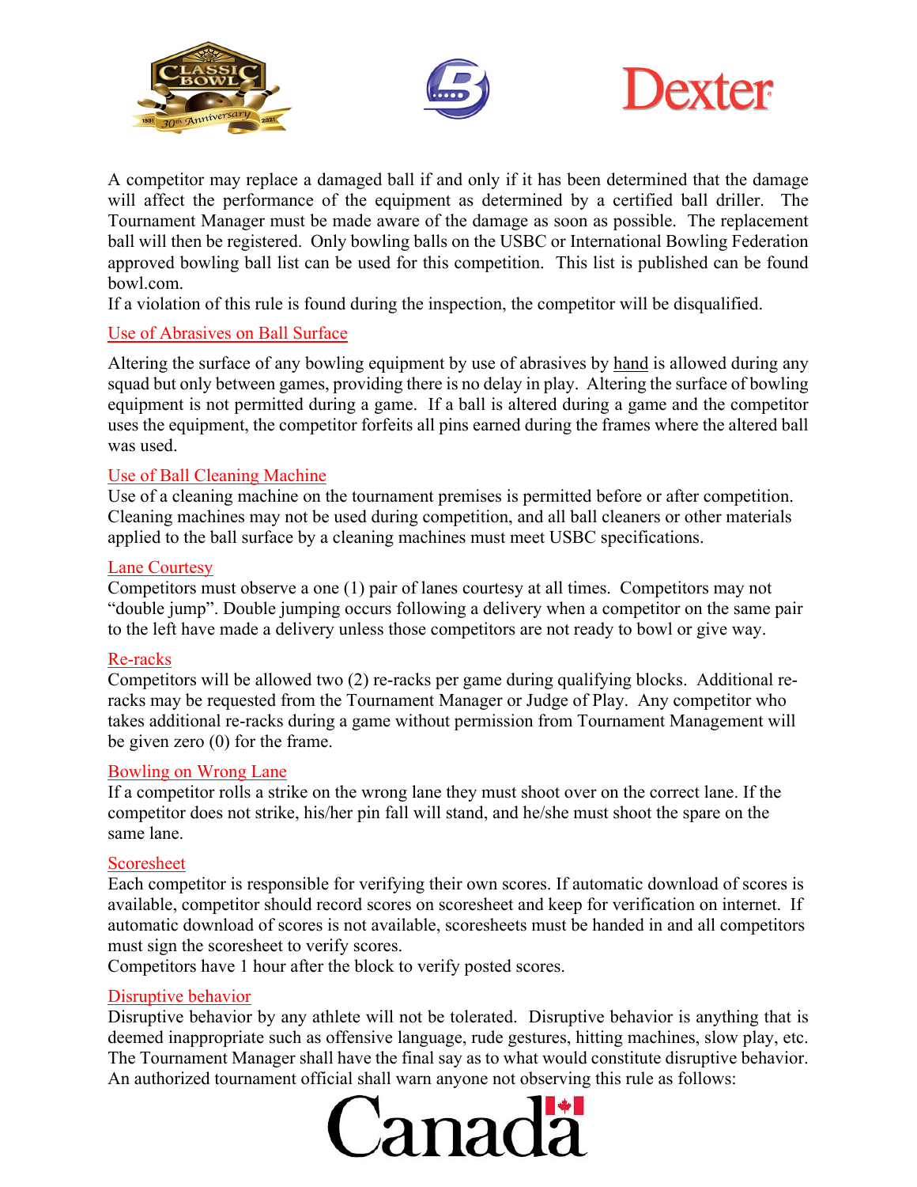A competitor may replace a damaged ball if and only if it has been determined that the damage will affect the performance of the equipment as determined by a certified ball driller. The Tournament Manager must be made aware of the damage as soon as possible. The replacement ball will then be registered. Only bowling balls on the USBC or International Bowling Federation approved bowling ball list can be used for this competition. This list is published can be found bowl.com.

If a violation of this rule is found during the inspection, the competitor will be disqualified.

## Use of Abrasives on Ball Surface

Altering the surface of any bowling equipment by use of abrasives by hand is allowed during any squad but only between games, providing there is no delay in play. Altering the surface of bowling equipment is not permitted during a game. If a ball is altered during a game and the competitor uses the equipment, the competitor forfeits all pins earned during the frames where the altered ball was used.

## Use of Ball Cleaning Machine

Use of a cleaning machine on the tournament premises is permitted before or after competition. Cleaning machines may not be used during competition, and all ball cleaners or other materials applied to the ball surface by a cleaning machines must meet USBC specifications.

## Lane Courtesy

Competitors must observe a one (1) pair of lanes courtesy at all times. Competitors may not "double jump". Double jumping occurs following a delivery when a competitor on the same pair to the left have made a delivery unless those competitors are not ready to bowl or give way.

## Re-racks

Competitors will be allowed two (2) re-racks per game during qualifying blocks. Additional re-racks may be requested from the Tournament Manager or Judge of Play. Any competitor who takes additional re-racks during a game without permission from Tournament Management will be given zero (0) for the frame.

## Bowling on Wrong Lane

If a competitor rolls a strike on the wrong lane they must shoot over on the correct lane. If the competitor does not strike, his/her pin fall will stand, and he/she must shoot the spare on the same lane.

## Scoresheet

Each competitor is responsible for verifying their own scores. If automatic download of scores is available, competitor should record scores on scoresheet and keep for verification on internet. If automatic download of scores is not available, scoresheets must be handed in and all competitors must sign the scoresheet to verify scores.

Competitors have 1 hour after the block to verify posted scores.

## Disruptive behavior

Disruptive behavior by any athlete will not be tolerated. Disruptive behavior is anything that is deemed inappropriate such as offensive language, rude gestures, hitting machines, slow play, etc. The Tournament Manager shall have the final say as to what would constitute disruptive behavior. An authorized tournament official shall warn anyone not observing this rule as follows: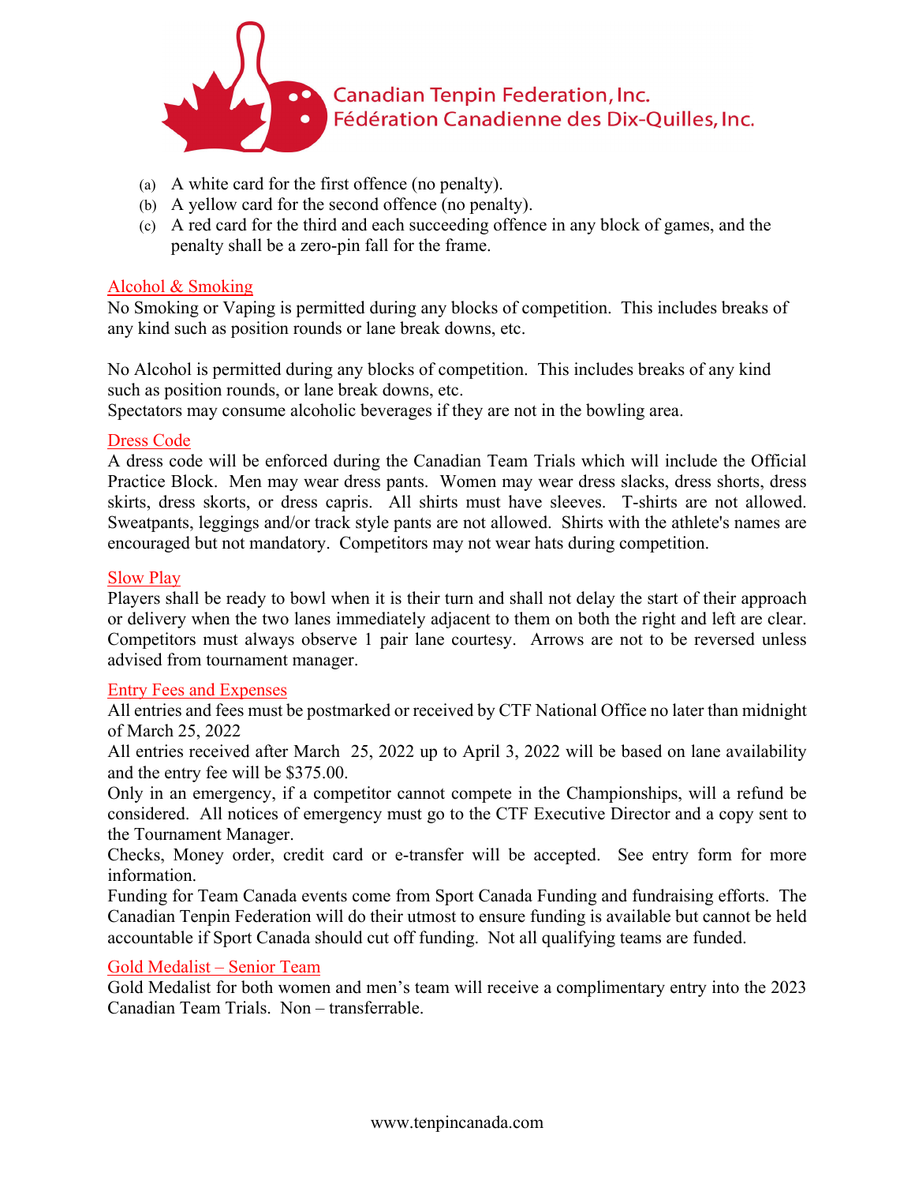(a) A white card for the first offence (no penalty).
(b) A yellow card for the second offence (no penalty).
(c) A red card for the third and each succeeding offence in any block of games, and the penalty shall be a zero-pin fall for the frame.

## Alcohol & Smoking

No Smoking or Vaping is permitted during any blocks of competition. This includes breaks of any kind such as position rounds or lane break downs, etc.

No Alcohol is permitted during any blocks of competition. This includes breaks of any kind such as position rounds, or lane break downs, etc.
Spectators may consume alcoholic beverages if they are not in the bowling area.

## Dress Code

A dress code will be enforced during the Canadian Team Trials which will include the Official Practice Block. Men may wear dress pants. Women may wear dress slacks, dress shorts, dress skirts, dress skorts, or dress capris. All shirts must have sleeves. T-shirts are not allowed. Sweatpants, leggings and/or track style pants are not allowed. Shirts with the athlete's names are encouraged but not mandatory. Competitors may not wear hats during competition.

## Slow Play

Players shall be ready to bowl when it is their turn and shall not delay the start of their approach or delivery when the two lanes immediately adjacent to them on both the right and left are clear. Competitors must always observe 1 pair lane courtesy. Arrows are not to be reversed unless advised from tournament manager.

## Entry Fees and Expenses

All entries and fees must be postmarked or received by CTF National Office no later than midnight of March 25, 2022
All entries received after March 25, 2022 up to April 3, 2022 will be based on lane availability and the entry fee will be $375.00.
Only in an emergency, if a competitor cannot compete in the Championships, will a refund be considered. All notices of emergency must go to the CTF Executive Director and a copy sent to the Tournament Manager.
Checks, Money order, credit card or e-transfer will be accepted. See entry form for more information.
Funding for Team Canada events come from Sport Canada Funding and fundraising efforts. The Canadian Tenpin Federation will do their utmost to ensure funding is available but cannot be held accountable if Sport Canada should cut off funding. Not all qualifying teams are funded.

## Gold Medalist – Senior Team

Gold Medalist for both women and men's team will receive a complimentary entry into the 2023 Canadian Team Trials. Non – transferrable.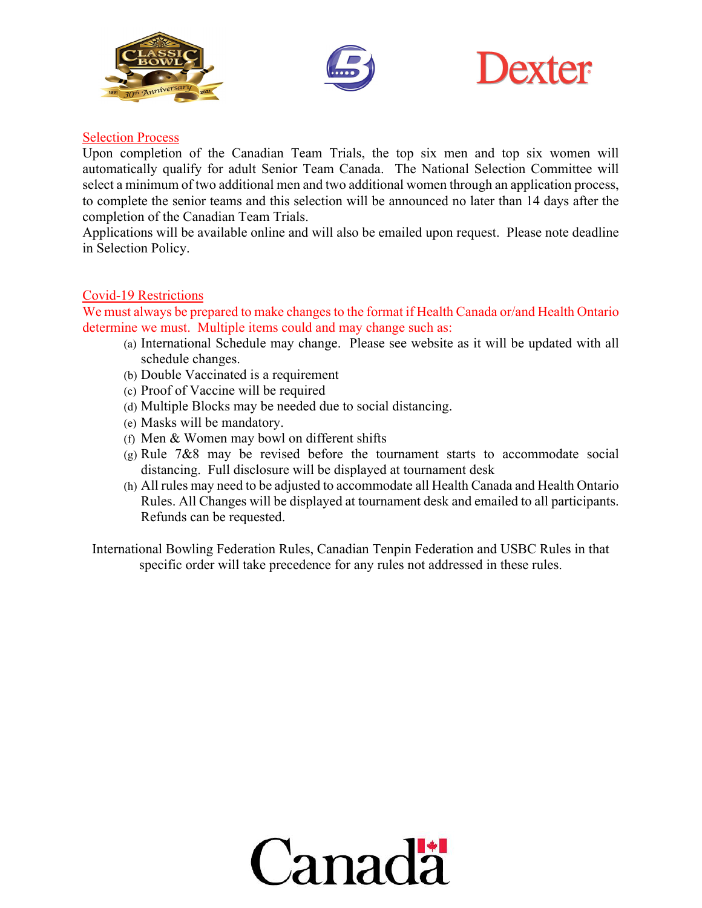## Selection Process

Upon completion of the Canadian Team Trials, the top six men and top six women will automatically qualify for adult Senior Team Canada. The National Selection Committee will select a minimum of two additional men and two additional women through an application process, to complete the senior teams and this selection will be announced no later than 14 days after the completion of the Canadian Team Trials.

Applications will be available online and will also be emailed upon request. Please note deadline in Selection Policy.

## Covid-19 Restrictions

We must always be prepared to make changes to the format if Health Canada or/and Health Ontario determine we must. Multiple items could and may change such as:

(a) International Schedule may change. Please see website as it will be updated with all schedule changes.
(b) Double Vaccinated is a requirement
(c) Proof of Vaccine will be required
(d) Multiple Blocks may be needed due to social distancing.
(e) Masks will be mandatory.
(f) Men & Women may bowl on different shifts
(g) Rule 7&8 may be revised before the tournament starts to accommodate social distancing. Full disclosure will be displayed at tournament desk
(h) All rules may need to be adjusted to accommodate all Health Canada and Health Ontario Rules. All Changes will be displayed at tournament desk and emailed to all participants. Refunds can be requested.

International Bowling Federation Rules, Canadian Tenpin Federation and USBC Rules in that specific order will take precedence for any rules not addressed in these rules.